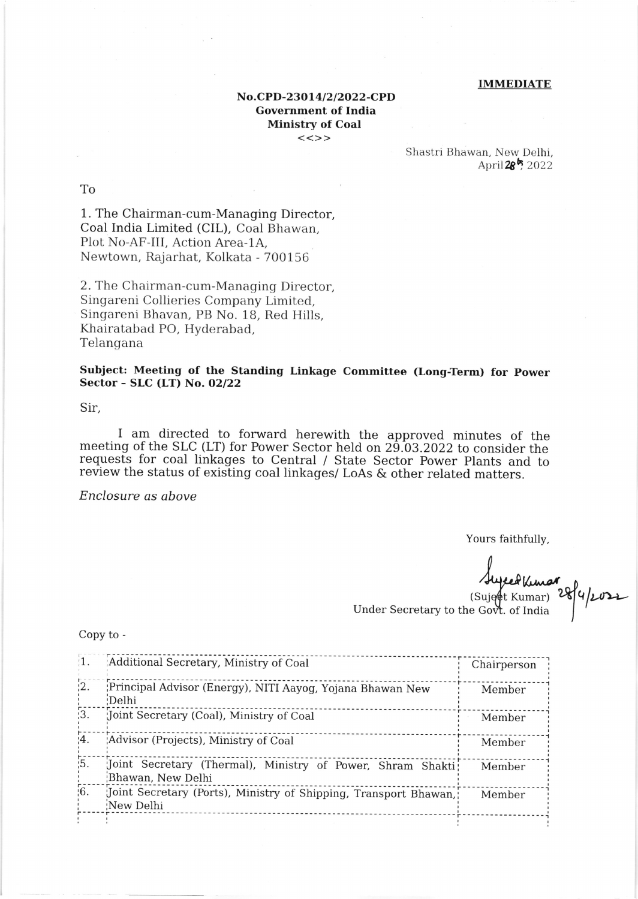**IMMEDIATE**

**No.CPD-23014/2/2022-CPD**
**Government of India**
**Ministry of Coal**
<<>>

Shastri Bhawan, New Delhi,
April 28th, 2022

To

1. The Chairman-cum-Managing Director,
Coal India Limited (CIL), Coal Bhawan,
Plot No-AF-III, Action Area-1A,
Newtown, Rajarhat, Kolkata - 700156

2. The Chairman-cum-Managing Director,
Singareni Collieries Company Limited,
Singareni Bhavan, PB No. 18, Red Hills,
Khairatabad PO, Hyderabad,
Telangana

**Subject: Meeting of the Standing Linkage Committee (Long-Term) for Power Sector - SLC (LT) No. 02/22**

Sir,

I am directed to forward herewith the approved minutes of the meeting of the SLC (LT) for Power Sector held on 29.03.2022 to consider the requests for coal linkages to Central / State Sector Power Plants and to review the status of existing coal linkages/ LoAs & other related matters.

*Enclosure as above*

Yours faithfully,

Sujeet Kumar 28/4/2022
(Sujeet Kumar)
Under Secretary to the Govt. of India

Copy to -

| | | |
|---|---|---|
| 1. | Additional Secretary, Ministry of Coal | Chairperson |
| 2. | Principal Advisor (Energy), NITI Aayog, Yojana Bhawan New Delhi | Member |
| 3. | Joint Secretary (Coal), Ministry of Coal | Member |
| 4. | Advisor (Projects), Ministry of Coal | Member |
| 5. | Joint Secretary (Thermal), Ministry of Power, Shram Shakti Bhawan, New Delhi | Member |
| 6. | Joint Secretary (Ports), Ministry of Shipping, Transport Bhawan, New Delhi | Member |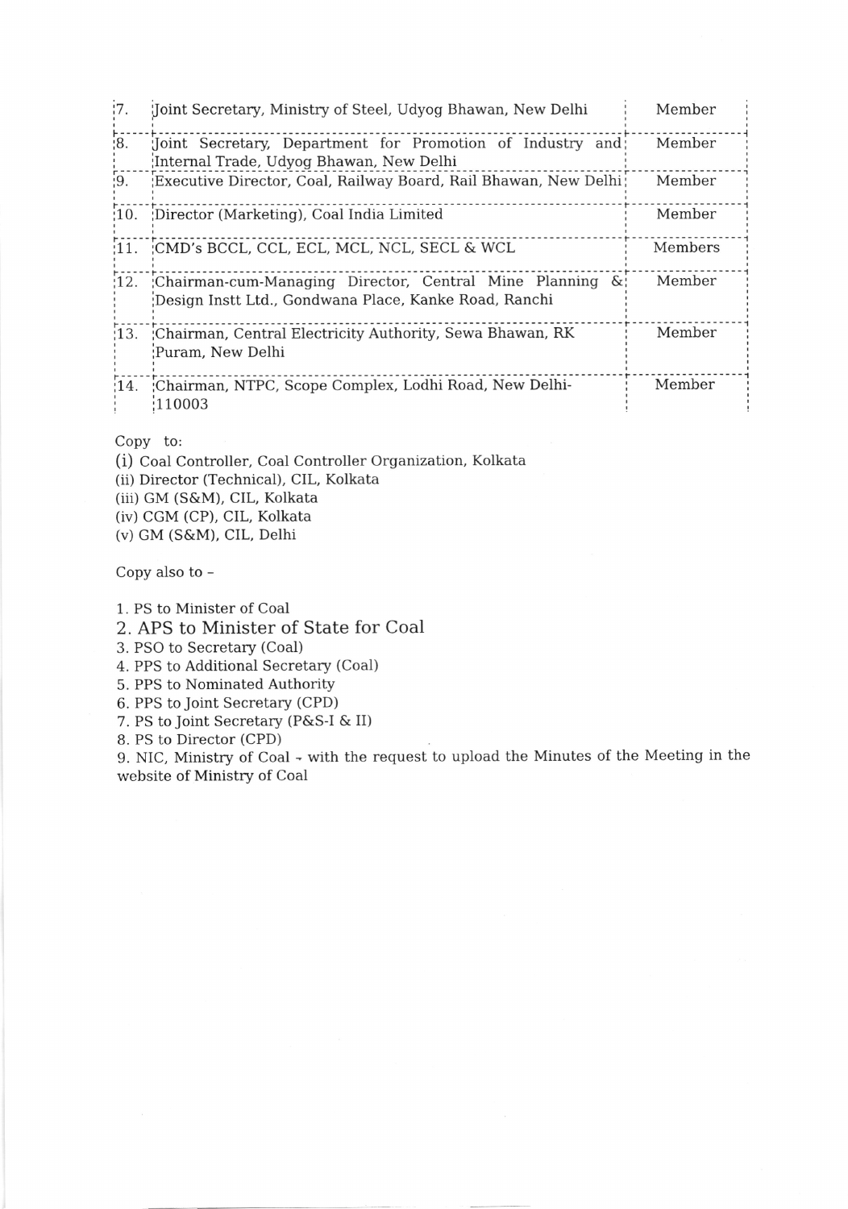| | | |
|---|---|---|
| 7. | Joint Secretary, Ministry of Steel, Udyog Bhawan, New Delhi | Member |
| 8. | Joint Secretary, Department for Promotion of Industry and Internal Trade, Udyog Bhawan, New Delhi | Member |
| 9. | Executive Director, Coal, Railway Board, Rail Bhawan, New Delhi | Member |
| 10. | Director (Marketing), Coal India Limited | Member |
| 11. | CMD's BCCL, CCL, ECL, MCL, NCL, SECL & WCL | Members |
| 12. | Chairman-cum-Managing Director, Central Mine Planning & Design Instt Ltd., Gondwana Place, Kanke Road, Ranchi | Member |
| 13. | Chairman, Central Electricity Authority, Sewa Bhawan, RK Puram, New Delhi | Member |
| 14. | Chairman, NTPC, Scope Complex, Lodhi Road, New Delhi-110003 | Member |

Copy to:

(i) Coal Controller, Coal Controller Organization, Kolkata
(ii) Director (Technical), CIL, Kolkata
(iii) GM (S&M), CIL, Kolkata
(iv) CGM (CP), CIL, Kolkata
(v) GM (S&M), CIL, Delhi

Copy also to -

1. PS to Minister of Coal
2. APS to Minister of State for Coal
3. PSO to Secretary (Coal)
4. PPS to Additional Secretary (Coal)
5. PPS to Nominated Authority
6. PPS to Joint Secretary (CPD)
7. PS to Joint Secretary (P&S-I & II)
8. PS to Director (CPD)
9. NIC, Ministry of Coal - with the request to upload the Minutes of the Meeting in the website of Ministry of Coal